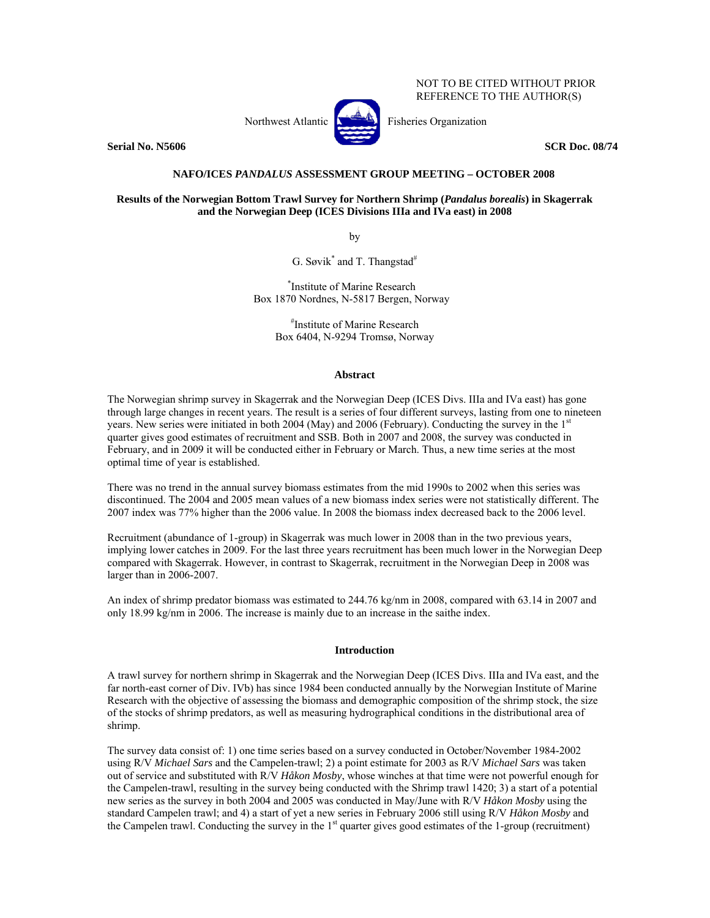NOT TO BE CITED WITHOUT PRIOR
REFERENCE TO THE AUTHOR(S)

Northwest Atlantic Fisheries Organization

**Serial No. N5606** **SCR Doc. 08/74**

**NAFO/ICES *PANDALUS* ASSESSMENT GROUP MEETING – OCTOBER 2008**

**Results of the Norwegian Bottom Trawl Survey for Northern Shrimp (*Pandalus borealis*) in Skagerrak and the Norwegian Deep (ICES Divisions IIIa and IVa east) in 2008**

by

G. Søvik[*] and T. Thangstad[#]

[*]Institute of Marine Research
Box 1870 Nordnes, N-5817 Bergen, Norway

[#]Institute of Marine Research
Box 6404, N-9294 Tromsø, Norway

## Abstract

The Norwegian shrimp survey in Skagerrak and the Norwegian Deep (ICES Divs. IIIa and IVa east) has gone through large changes in recent years. The result is a series of four different surveys, lasting from one to nineteen years. New series were initiated in both 2004 (May) and 2006 (February). Conducting the survey in the 1st quarter gives good estimates of recruitment and SSB. Both in 2007 and 2008, the survey was conducted in February, and in 2009 it will be conducted either in February or March. Thus, a new time series at the most optimal time of year is established.

There was no trend in the annual survey biomass estimates from the mid 1990s to 2002 when this series was discontinued. The 2004 and 2005 mean values of a new biomass index series were not statistically different. The 2007 index was 77% higher than the 2006 value. In 2008 the biomass index decreased back to the 2006 level.

Recruitment (abundance of 1-group) in Skagerrak was much lower in 2008 than in the two previous years, implying lower catches in 2009. For the last three years recruitment has been much lower in the Norwegian Deep compared with Skagerrak. However, in contrast to Skagerrak, recruitment in the Norwegian Deep in 2008 was larger than in 2006-2007.

An index of shrimp predator biomass was estimated to 244.76 kg/nm in 2008, compared with 63.14 in 2007 and only 18.99 kg/nm in 2006. The increase is mainly due to an increase in the saithe index.

## Introduction

A trawl survey for northern shrimp in Skagerrak and the Norwegian Deep (ICES Divs. IIIa and IVa east, and the far north-east corner of Div. IVb) has since 1984 been conducted annually by the Norwegian Institute of Marine Research with the objective of assessing the biomass and demographic composition of the shrimp stock, the size of the stocks of shrimp predators, as well as measuring hydrographical conditions in the distributional area of shrimp.

The survey data consist of: 1) one time series based on a survey conducted in October/November 1984-2002 using R/V *Michael Sars* and the Campelen-trawl; 2) a point estimate for 2003 as R/V *Michael Sars* was taken out of service and substituted with R/V *Håkon Mosby*, whose winches at that time were not powerful enough for the Campelen-trawl, resulting in the survey being conducted with the Shrimp trawl 1420; 3) a start of a potential new series as the survey in both 2004 and 2005 was conducted in May/June with R/V *Håkon Mosby* using the standard Campelen trawl; and 4) a start of yet a new series in February 2006 still using R/V *Håkon Mosby* and the Campelen trawl. Conducting the survey in the 1st quarter gives good estimates of the 1-group (recruitment)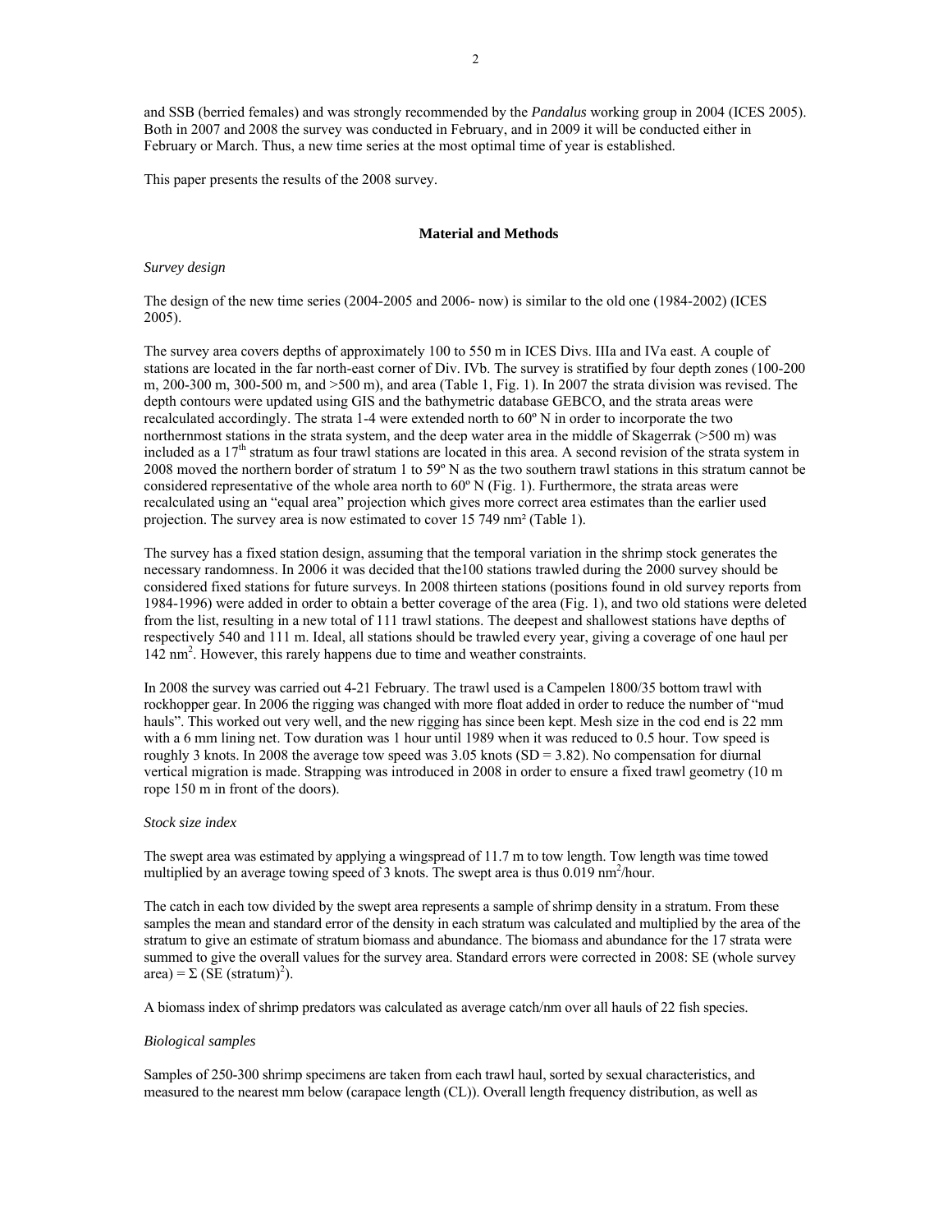and SSB (berried females) and was strongly recommended by the *Pandalus* working group in 2004 (ICES 2005). Both in 2007 and 2008 the survey was conducted in February, and in 2009 it will be conducted either in February or March. Thus, a new time series at the most optimal time of year is established.

This paper presents the results of the 2008 survey.

## Material and Methods

*Survey design*

The design of the new time series (2004-2005 and 2006- now) is similar to the old one (1984-2002) (ICES 2005).

The survey area covers depths of approximately 100 to 550 m in ICES Divs. IIIa and IVa east. A couple of stations are located in the far north-east corner of Div. IVb. The survey is stratified by four depth zones (100-200 m, 200-300 m, 300-500 m, and >500 m), and area (Table 1, Fig. 1). In 2007 the strata division was revised. The depth contours were updated using GIS and the bathymetric database GEBCO, and the strata areas were recalculated accordingly. The strata 1-4 were extended north to 60º N in order to incorporate the two northernmost stations in the strata system, and the deep water area in the middle of Skagerrak (>500 m) was included as a 17th stratum as four trawl stations are located in this area. A second revision of the strata system in 2008 moved the northern border of stratum 1 to 59º N as the two southern trawl stations in this stratum cannot be considered representative of the whole area north to 60º N (Fig. 1). Furthermore, the strata areas were recalculated using an "equal area" projection which gives more correct area estimates than the earlier used projection. The survey area is now estimated to cover 15 749 nm² (Table 1).

The survey has a fixed station design, assuming that the temporal variation in the shrimp stock generates the necessary randomness. In 2006 it was decided that the100 stations trawled during the 2000 survey should be considered fixed stations for future surveys. In 2008 thirteen stations (positions found in old survey reports from 1984-1996) were added in order to obtain a better coverage of the area (Fig. 1), and two old stations were deleted from the list, resulting in a new total of 111 trawl stations. The deepest and shallowest stations have depths of respectively 540 and 111 m. Ideal, all stations should be trawled every year, giving a coverage of one haul per 142 nm$^2$. However, this rarely happens due to time and weather constraints.

In 2008 the survey was carried out 4-21 February. The trawl used is a Campelen 1800/35 bottom trawl with rockhopper gear. In 2006 the rigging was changed with more float added in order to reduce the number of "mud hauls". This worked out very well, and the new rigging has since been kept. Mesh size in the cod end is 22 mm with a 6 mm lining net. Tow duration was 1 hour until 1989 when it was reduced to 0.5 hour. Tow speed is roughly 3 knots. In 2008 the average tow speed was 3.05 knots (SD = 3.82). No compensation for diurnal vertical migration is made. Strapping was introduced in 2008 in order to ensure a fixed trawl geometry (10 m rope 150 m in front of the doors).

*Stock size index*

The swept area was estimated by applying a wingspread of 11.7 m to tow length. Tow length was time towed multiplied by an average towing speed of 3 knots. The swept area is thus 0.019 nm$^2$/hour.

The catch in each tow divided by the swept area represents a sample of shrimp density in a stratum. From these samples the mean and standard error of the density in each stratum was calculated and multiplied by the area of the stratum to give an estimate of stratum biomass and abundance. The biomass and abundance for the 17 strata were summed to give the overall values for the survey area. Standard errors were corrected in 2008: SE (whole survey area) = $\Sigma$ (SE (stratum)$^2$).

A biomass index of shrimp predators was calculated as average catch/nm over all hauls of 22 fish species.

*Biological samples*

Samples of 250-300 shrimp specimens are taken from each trawl haul, sorted by sexual characteristics, and measured to the nearest mm below (carapace length (CL)). Overall length frequency distribution, as well as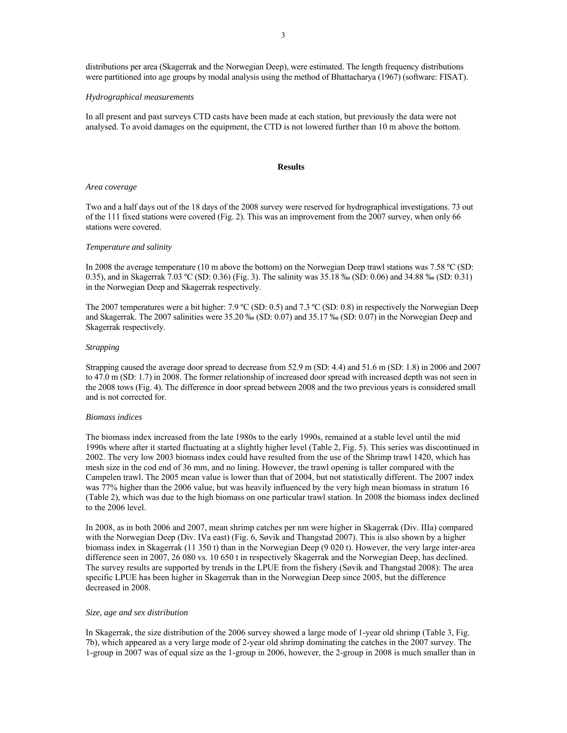distributions per area (Skagerrak and the Norwegian Deep), were estimated. The length frequency distributions were partitioned into age groups by modal analysis using the method of Bhattacharya (1967) (software: FISAT).

*Hydrographical measurements*

In all present and past surveys CTD casts have been made at each station, but previously the data were not analysed. To avoid damages on the equipment, the CTD is not lowered further than 10 m above the bottom.

## Results

*Area coverage*

Two and a half days out of the 18 days of the 2008 survey were reserved for hydrographical investigations. 73 out of the 111 fixed stations were covered (Fig. 2). This was an improvement from the 2007 survey, when only 66 stations were covered.

*Temperature and salinity*

In 2008 the average temperature (10 m above the bottom) on the Norwegian Deep trawl stations was 7.58 ºC (SD: 0.35), and in Skagerrak 7.03 ºC (SD: 0.36) (Fig. 3). The salinity was 35.18 ‰ (SD: 0.06) and 34.88 ‰ (SD: 0.31) in the Norwegian Deep and Skagerrak respectively.

The 2007 temperatures were a bit higher: 7.9 ºC (SD: 0.5) and 7.3 ºC (SD: 0.8) in respectively the Norwegian Deep and Skagerrak. The 2007 salinities were 35.20 ‰ (SD: 0.07) and 35.17 ‰ (SD: 0.07) in the Norwegian Deep and Skagerrak respectively.

*Strapping*

Strapping caused the average door spread to decrease from 52.9 m (SD: 4.4) and 51.6 m (SD: 1.8) in 2006 and 2007 to 47.0 m (SD: 1.7) in 2008. The former relationship of increased door spread with increased depth was not seen in the 2008 tows (Fig. 4). The difference in door spread between 2008 and the two previous years is considered small and is not corrected for.

*Biomass indices*

The biomass index increased from the late 1980s to the early 1990s, remained at a stable level until the mid 1990s where after it started fluctuating at a slightly higher level (Table 2, Fig. 5). This series was discontinued in 2002. The very low 2003 biomass index could have resulted from the use of the Shrimp trawl 1420, which has mesh size in the cod end of 36 mm, and no lining. However, the trawl opening is taller compared with the Campelen trawl. The 2005 mean value is lower than that of 2004, but not statistically different. The 2007 index was 77% higher than the 2006 value, but was heavily influenced by the very high mean biomass in stratum 16 (Table 2), which was due to the high biomass on one particular trawl station. In 2008 the biomass index declined to the 2006 level.

In 2008, as in both 2006 and 2007, mean shrimp catches per nm were higher in Skagerrak (Div. IIIa) compared with the Norwegian Deep (Div. IVa east) (Fig. 6, Søvik and Thangstad 2007). This is also shown by a higher biomass index in Skagerrak (11 350 t) than in the Norwegian Deep (9 020 t). However, the very large inter-area difference seen in 2007, 26 080 vs. 10 650 t in respectively Skagerrak and the Norwegian Deep, has declined. The survey results are supported by trends in the LPUE from the fishery (Søvik and Thangstad 2008): The area specific LPUE has been higher in Skagerrak than in the Norwegian Deep since 2005, but the difference decreased in 2008.

*Size, age and sex distribution*

In Skagerrak, the size distribution of the 2006 survey showed a large mode of 1-year old shrimp (Table 3, Fig. 7b), which appeared as a very large mode of 2-year old shrimp dominating the catches in the 2007 survey. The 1-group in 2007 was of equal size as the 1-group in 2006, however, the 2-group in 2008 is much smaller than in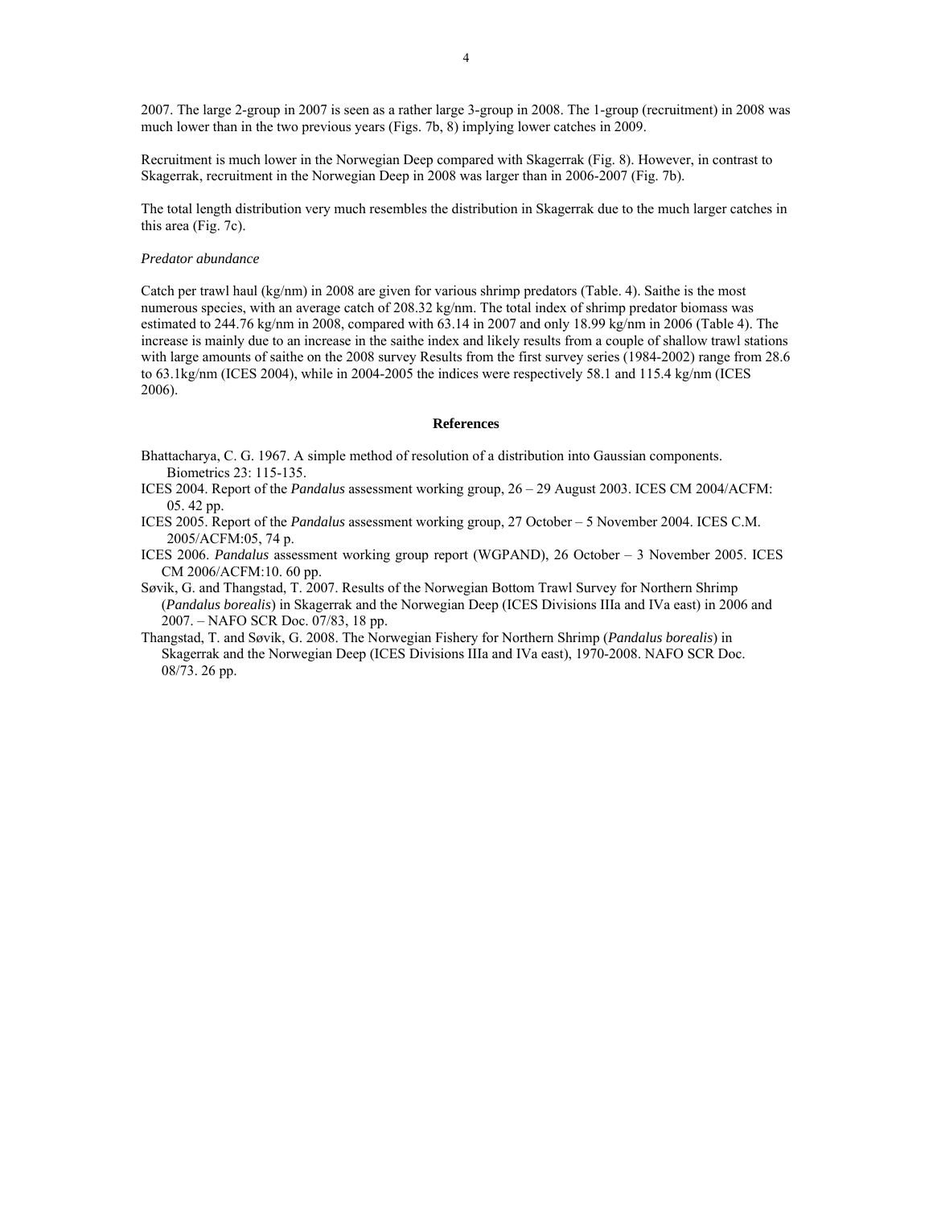2007. The large 2-group in 2007 is seen as a rather large 3-group in 2008. The 1-group (recruitment) in 2008 was much lower than in the two previous years (Figs. 7b, 8) implying lower catches in 2009.

Recruitment is much lower in the Norwegian Deep compared with Skagerrak (Fig. 8). However, in contrast to Skagerrak, recruitment in the Norwegian Deep in 2008 was larger than in 2006-2007 (Fig. 7b).

The total length distribution very much resembles the distribution in Skagerrak due to the much larger catches in this area (Fig. 7c).

*Predator abundance*

Catch per trawl haul (kg/nm) in 2008 are given for various shrimp predators (Table. 4). Saithe is the most numerous species, with an average catch of 208.32 kg/nm. The total index of shrimp predator biomass was estimated to 244.76 kg/nm in 2008, compared with 63.14 in 2007 and only 18.99 kg/nm in 2006 (Table 4). The increase is mainly due to an increase in the saithe index and likely results from a couple of shallow trawl stations with large amounts of saithe on the 2008 survey Results from the first survey series (1984-2002) range from 28.6 to 63.1kg/nm (ICES 2004), while in 2004-2005 the indices were respectively 58.1 and 115.4 kg/nm (ICES 2006).

## References

Bhattacharya, C. G. 1967. A simple method of resolution of a distribution into Gaussian components. Biometrics 23: 115-135.

ICES 2004. Report of the *Pandalus* assessment working group, 26 – 29 August 2003. ICES CM 2004/ACFM: 05. 42 pp.

ICES 2005. Report of the *Pandalus* assessment working group, 27 October – 5 November 2004. ICES C.M. 2005/ACFM:05, 74 p.

ICES 2006. *Pandalus* assessment working group report (WGPAND), 26 October – 3 November 2005. ICES CM 2006/ACFM:10. 60 pp.

Søvik, G. and Thangstad, T. 2007. Results of the Norwegian Bottom Trawl Survey for Northern Shrimp (*Pandalus borealis*) in Skagerrak and the Norwegian Deep (ICES Divisions IIIa and IVa east) in 2006 and 2007. – NAFO SCR Doc. 07/83, 18 pp.

Thangstad, T. and Søvik, G. 2008. The Norwegian Fishery for Northern Shrimp (*Pandalus borealis*) in Skagerrak and the Norwegian Deep (ICES Divisions IIIa and IVa east), 1970-2008. NAFO SCR Doc. 08/73. 26 pp.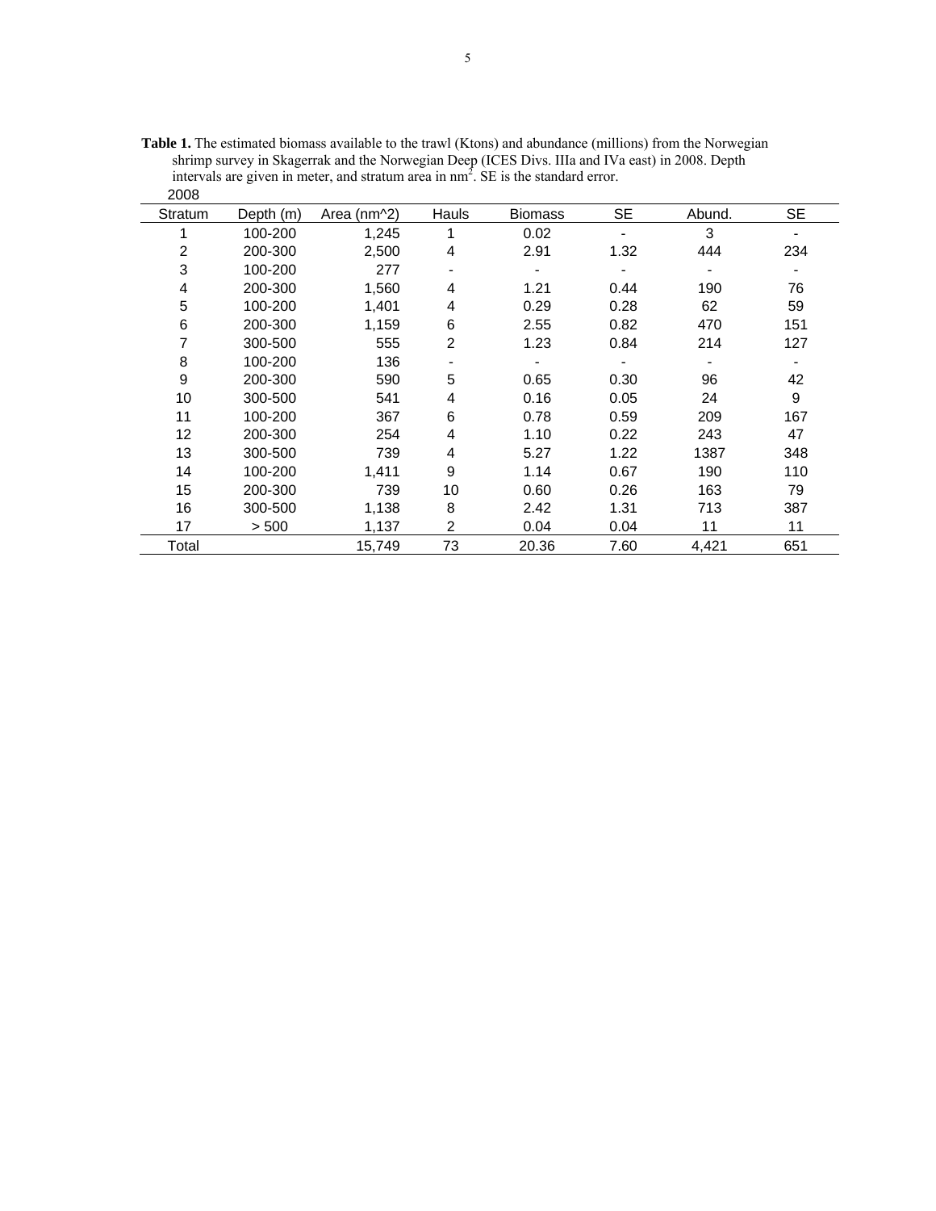**Table 1.** The estimated biomass available to the trawl (Ktons) and abundance (millions) from the Norwegian shrimp survey in Skagerrak and the Norwegian Deep (ICES Divs. IIIa and IVa east) in 2008. Depth intervals are given in meter, and stratum area in $nm^2$. SE is the standard error.

2008

| Stratum | Depth (m) | Area (nm^2) | Hauls | Biomass | SE | Abund. | SE |
|---|---|---|---|---|---|---|---|
| 1 | 100-200 | 1,245 | 1 | 0.02 | - | 3 | - |
| 2 | 200-300 | 2,500 | 4 | 2.91 | 1.32 | 444 | 234 |
| 3 | 100-200 | 277 | - | - | - | - | - |
| 4 | 200-300 | 1,560 | 4 | 1.21 | 0.44 | 190 | 76 |
| 5 | 100-200 | 1,401 | 4 | 0.29 | 0.28 | 62 | 59 |
| 6 | 200-300 | 1,159 | 6 | 2.55 | 0.82 | 470 | 151 |
| 7 | 300-500 | 555 | 2 | 1.23 | 0.84 | 214 | 127 |
| 8 | 100-200 | 136 | - | - | - | - | - |
| 9 | 200-300 | 590 | 5 | 0.65 | 0.30 | 96 | 42 |
| 10 | 300-500 | 541 | 4 | 0.16 | 0.05 | 24 | 9 |
| 11 | 100-200 | 367 | 6 | 0.78 | 0.59 | 209 | 167 |
| 12 | 200-300 | 254 | 4 | 1.10 | 0.22 | 243 | 47 |
| 13 | 300-500 | 739 | 4 | 5.27 | 1.22 | 1387 | 348 |
| 14 | 100-200 | 1,411 | 9 | 1.14 | 0.67 | 190 | 110 |
| 15 | 200-300 | 739 | 10 | 0.60 | 0.26 | 163 | 79 |
| 16 | 300-500 | 1,138 | 8 | 2.42 | 1.31 | 713 | 387 |
| 17 | > 500 | 1,137 | 2 | 0.04 | 0.04 | 11 | 11 |
| Total | | 15,749 | 73 | 20.36 | 7.60 | 4,421 | 651 |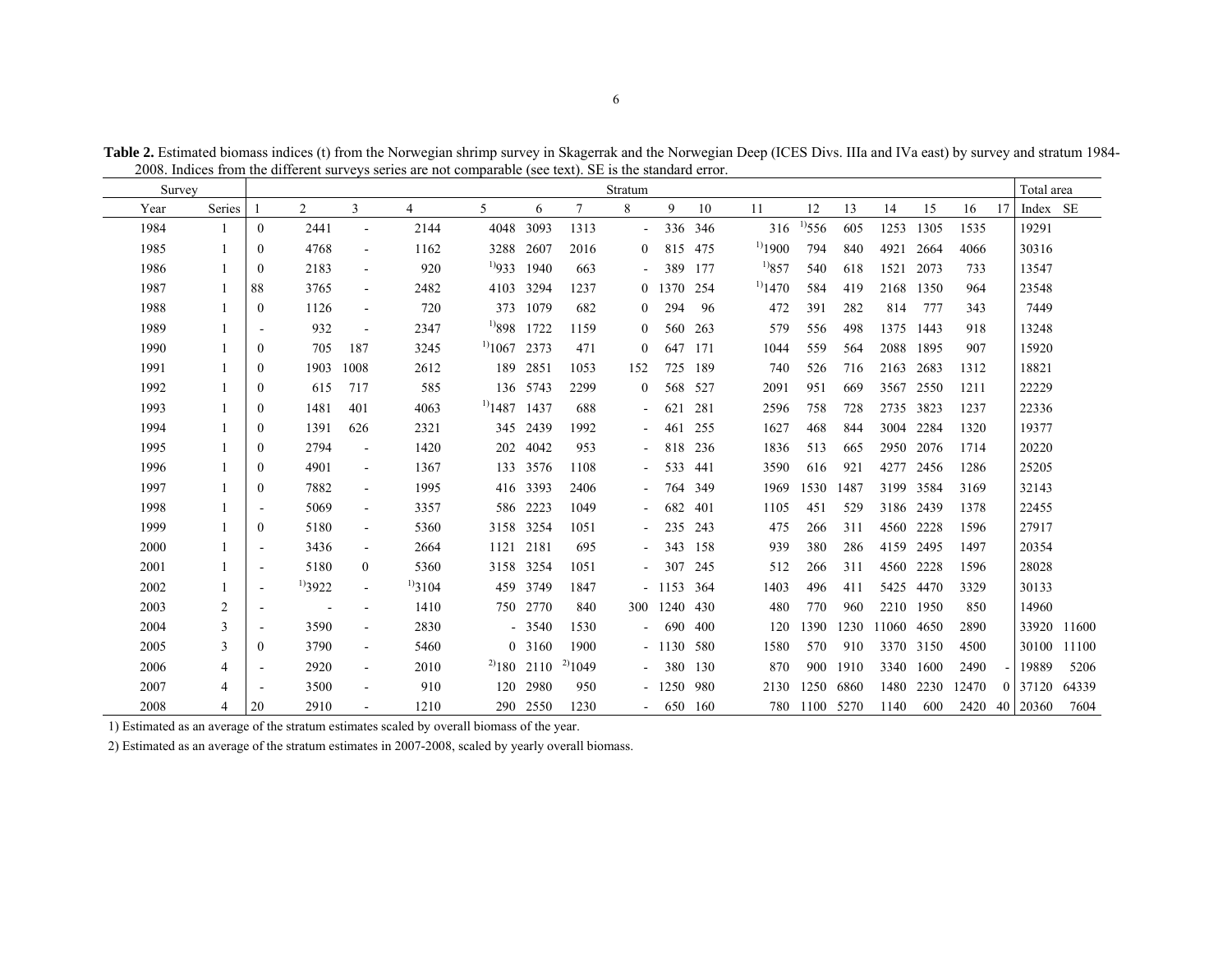**Table 2.** Estimated biomass indices (t) from the Norwegian shrimp survey in Skagerrak and the Norwegian Deep (ICES Divs. IIIa and IVa east) by survey and stratum 1984-2008. Indices from the different surveys series are not comparable (see text). SE is the standard error.

| Survey | | Stratum | | | | | | | | | | | | | | | | | Total area | |
|---|---|---|---|---|---|---|---|---|---|---|---|---|---|---|---|---|---|---|---|---|
| Year | Series | 1 | 2 | 3 | 4 | 5 | 6 | 7 | 8 | 9 | 10 | 11 | 12 | 13 | 14 | 15 | 16 | 17 | Index | SE |
| 1984 | 1 | 0 | 2441 | - | 2144 | 4048 | 3093 | 1313 | - | 336 | 346 | 316 | 1)556 | 605 | 1253 | 1305 | 1535 | | 19291 | |
| 1985 | 1 | 0 | 4768 | - | 1162 | 3288 | 2607 | 2016 | 0 | 815 | 475 | 1)1900 | 794 | 840 | 4921 | 2664 | 4066 | | 30316 | |
| 1986 | 1 | 0 | 2183 | - | 920 | 1)933 | 1940 | 663 | - | 389 | 177 | 1)857 | 540 | 618 | 1521 | 2073 | 733 | | 13547 | |
| 1987 | 1 | 88 | 3765 | - | 2482 | 4103 | 3294 | 1237 | 0 | 1370 | 254 | 1)1470 | 584 | 419 | 2168 | 1350 | 964 | | 23548 | |
| 1988 | 1 | 0 | 1126 | - | 720 | 373 | 1079 | 682 | 0 | 294 | 96 | 472 | 391 | 282 | 814 | 777 | 343 | | 7449 | |
| 1989 | 1 | - | 932 | - | 2347 | 1)898 | 1722 | 1159 | 0 | 560 | 263 | 579 | 556 | 498 | 1375 | 1443 | 918 | | 13248 | |
| 1990 | 1 | 0 | 705 | 187 | 3245 | 1)1067 | 2373 | 471 | 0 | 647 | 171 | 1044 | 559 | 564 | 2088 | 1895 | 907 | | 15920 | |
| 1991 | 1 | 0 | 1903 | 1008 | 2612 | 189 | 2851 | 1053 | 152 | 725 | 189 | 740 | 526 | 716 | 2163 | 2683 | 1312 | | 18821 | |
| 1992 | 1 | 0 | 615 | 717 | 585 | 136 | 5743 | 2299 | 0 | 568 | 527 | 2091 | 951 | 669 | 3567 | 2550 | 1211 | | 22229 | |
| 1993 | 1 | 0 | 1481 | 401 | 4063 | 1)1487 | 1437 | 688 | - | 621 | 281 | 2596 | 758 | 728 | 2735 | 3823 | 1237 | | 22336 | |
| 1994 | 1 | 0 | 1391 | 626 | 2321 | 345 | 2439 | 1992 | - | 461 | 255 | 1627 | 468 | 844 | 3004 | 2284 | 1320 | | 19377 | |
| 1995 | 1 | 0 | 2794 | - | 1420 | 202 | 4042 | 953 | - | 818 | 236 | 1836 | 513 | 665 | 2950 | 2076 | 1714 | | 20220 | |
| 1996 | 1 | 0 | 4901 | - | 1367 | 133 | 3576 | 1108 | - | 533 | 441 | 3590 | 616 | 921 | 4277 | 2456 | 1286 | | 25205 | |
| 1997 | 1 | 0 | 7882 | - | 1995 | 416 | 3393 | 2406 | - | 764 | 349 | 1969 | 1530 | 1487 | 3199 | 3584 | 3169 | | 32143 | |
| 1998 | 1 | - | 5069 | - | 3357 | 586 | 2223 | 1049 | - | 682 | 401 | 1105 | 451 | 529 | 3186 | 2439 | 1378 | | 22455 | |
| 1999 | 1 | 0 | 5180 | - | 5360 | 3158 | 3254 | 1051 | - | 235 | 243 | 475 | 266 | 311 | 4560 | 2228 | 1596 | | 27917 | |
| 2000 | 1 | - | 3436 | - | 2664 | 1121 | 2181 | 695 | - | 343 | 158 | 939 | 380 | 286 | 4159 | 2495 | 1497 | | 20354 | |
| 2001 | 1 | - | 5180 | 0 | 5360 | 3158 | 3254 | 1051 | - | 307 | 245 | 512 | 266 | 311 | 4560 | 2228 | 1596 | | 28028 | |
| 2002 | 1 | - | 1)3922 | - | 1)3104 | 459 | 3749 | 1847 | - | 1153 | 364 | 1403 | 496 | 411 | 5425 | 4470 | 3329 | | 30133 | |
| 2003 | 2 | - | - | - | 1410 | 750 | 2770 | 840 | 300 | 1240 | 430 | 480 | 770 | 960 | 2210 | 1950 | 850 | | 14960 | |
| 2004 | 3 | - | 3590 | - | 2830 | - | 3540 | 1530 | - | 690 | 400 | 120 | 1390 | 1230 | 11060 | 4650 | 2890 | | 33920 | 11600 |
| 2005 | 3 | 0 | 3790 | - | 5460 | 0 | 3160 | 1900 | - | 1130 | 580 | 1580 | 570 | 910 | 3370 | 3150 | 4500 | | 30100 | 11100 |
| 2006 | 4 | - | 2920 | - | 2010 | 2)180 | 2110 | 2)1049 | - | 380 | 130 | 870 | 900 | 1910 | 3340 | 1600 | 2490 | - | 19889 | 5206 |
| 2007 | 4 | - | 3500 | - | 910 | 120 | 2980 | 950 | - | 1250 | 980 | 2130 | 1250 | 6860 | 1480 | 2230 | 12470 | 0 | 37120 | 64339 |
| 2008 | 4 | 20 | 2910 | - | 1210 | 290 | 2550 | 1230 | - | 650 | 160 | 780 | 1100 | 5270 | 1140 | 600 | 2420 | 40 | 20360 | 7604 |

1) Estimated as an average of the stratum estimates scaled by overall biomass of the year.

2) Estimated as an average of the stratum estimates in 2007-2008, scaled by yearly overall biomass.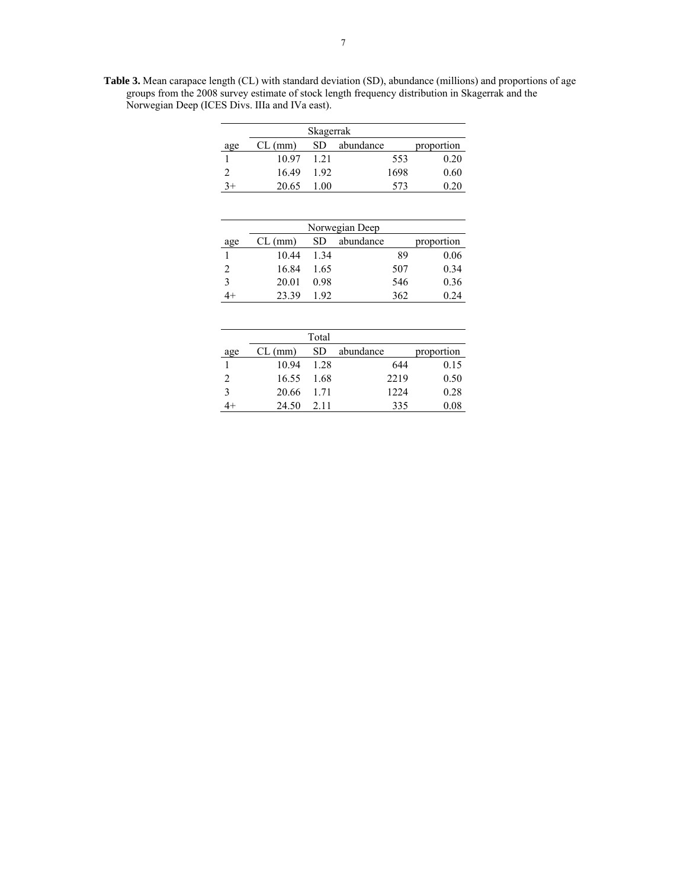**Table 3.** Mean carapace length (CL) with standard deviation (SD), abundance (millions) and proportions of age groups from the 2008 survey estimate of stock length frequency distribution in Skagerrak and the Norwegian Deep (ICES Divs. IIIa and IVa east).

| | Skagerrak | | | |
|---|---|---|---|---|
| age | CL (mm) | SD | abundance | proportion |
| 1 | 10.97 | 1.21 | 553 | 0.20 |
| 2 | 16.49 | 1.92 | 1698 | 0.60 |
| 3+ | 20.65 | 1.00 | 573 | 0.20 |

| | Norwegian Deep | | | |
|---|---|---|---|---|
| age | CL (mm) | SD | abundance | proportion |
| 1 | 10.44 | 1.34 | 89 | 0.06 |
| 2 | 16.84 | 1.65 | 507 | 0.34 |
| 3 | 20.01 | 0.98 | 546 | 0.36 |
| 4+ | 23.39 | 1.92 | 362 | 0.24 |

| | Total | | | |
|---|---|---|---|---|
| age | CL (mm) | SD | abundance | proportion |
| 1 | 10.94 | 1.28 | 644 | 0.15 |
| 2 | 16.55 | 1.68 | 2219 | 0.50 |
| 3 | 20.66 | 1.71 | 1224 | 0.28 |
| 4+ | 24.50 | 2.11 | 335 | 0.08 |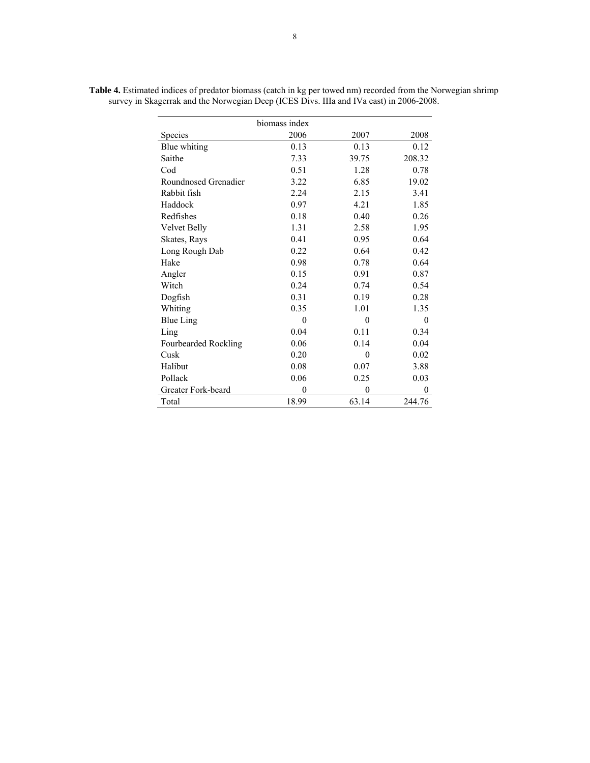**Table 4.** Estimated indices of predator biomass (catch in kg per towed nm) recorded from the Norwegian shrimp survey in Skagerrak and the Norwegian Deep (ICES Divs. IIIa and IVa east) in 2006-2008.

| | biomass index | | |
|---|---|---|---|
| Species | 2006 | 2007 | 2008 |
| Blue whiting | 0.13 | 0.13 | 0.12 |
| Saithe | 7.33 | 39.75 | 208.32 |
| Cod | 0.51 | 1.28 | 0.78 |
| Roundnosed Grenadier | 3.22 | 6.85 | 19.02 |
| Rabbit fish | 2.24 | 2.15 | 3.41 |
| Haddock | 0.97 | 4.21 | 1.85 |
| Redfishes | 0.18 | 0.40 | 0.26 |
| Velvet Belly | 1.31 | 2.58 | 1.95 |
| Skates, Rays | 0.41 | 0.95 | 0.64 |
| Long Rough Dab | 0.22 | 0.64 | 0.42 |
| Hake | 0.98 | 0.78 | 0.64 |
| Angler | 0.15 | 0.91 | 0.87 |
| Witch | 0.24 | 0.74 | 0.54 |
| Dogfish | 0.31 | 0.19 | 0.28 |
| Whiting | 0.35 | 1.01 | 1.35 |
| Blue Ling | 0 | 0 | 0 |
| Ling | 0.04 | 0.11 | 0.34 |
| Fourbearded Rockling | 0.06 | 0.14 | 0.04 |
| Cusk | 0.20 | 0 | 0.02 |
| Halibut | 0.08 | 0.07 | 3.88 |
| Pollack | 0.06 | 0.25 | 0.03 |
| Greater Fork-beard | 0 | 0 | 0 |
| Total | 18.99 | 63.14 | 244.76 |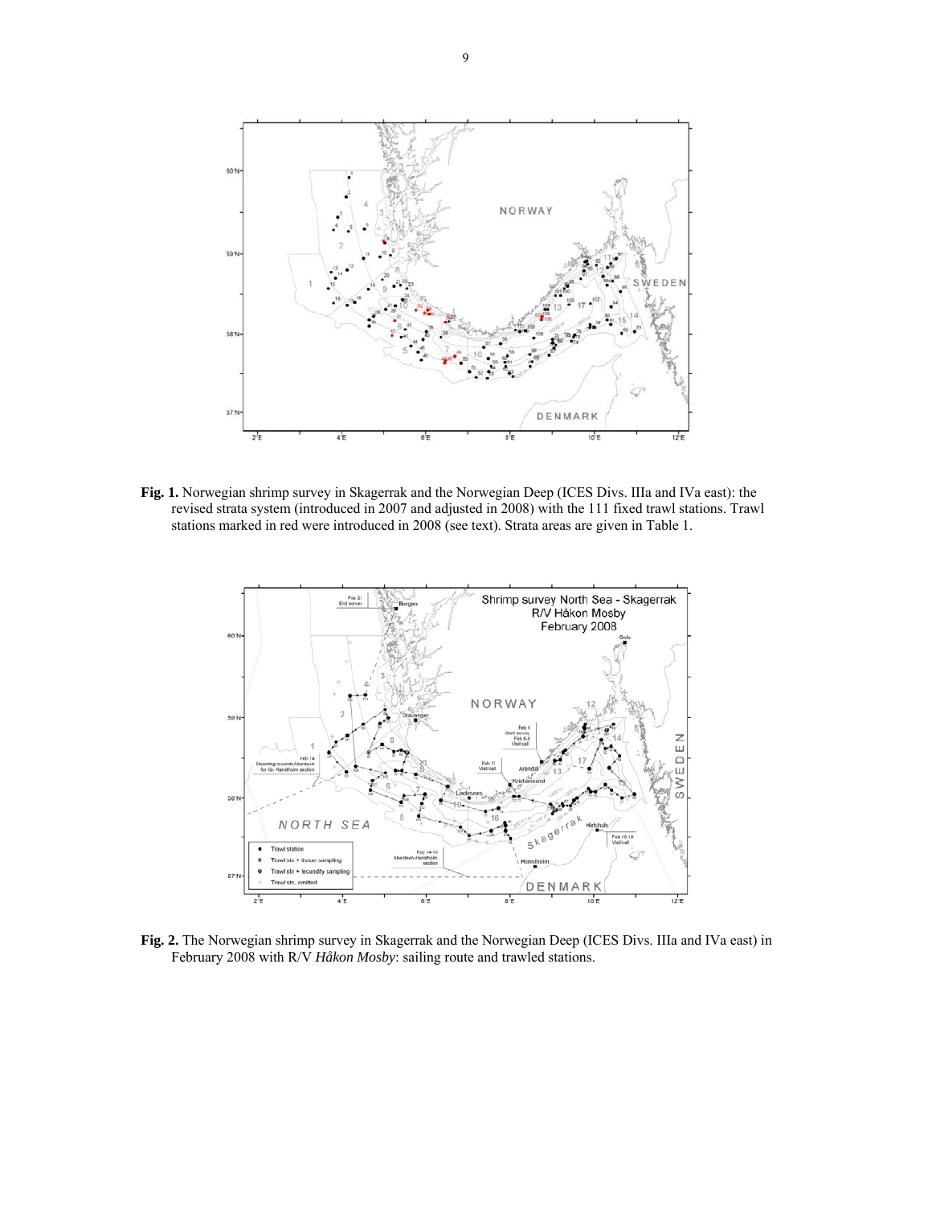**Fig. 1.** Norwegian shrimp survey in Skagerrak and the Norwegian Deep (ICES Divs. IIIa and IVa east): the revised strata system (introduced in 2007 and adjusted in 2008) with the 111 fixed trawl stations. Trawl stations marked in red were introduced in 2008 (see text). Strata areas are given in Table 1.

**Fig. 2.** The Norwegian shrimp survey in Skagerrak and the Norwegian Deep (ICES Divs. IIIa and IVa east) in February 2008 with R/V *Håkon Mosby*: sailing route and trawled stations.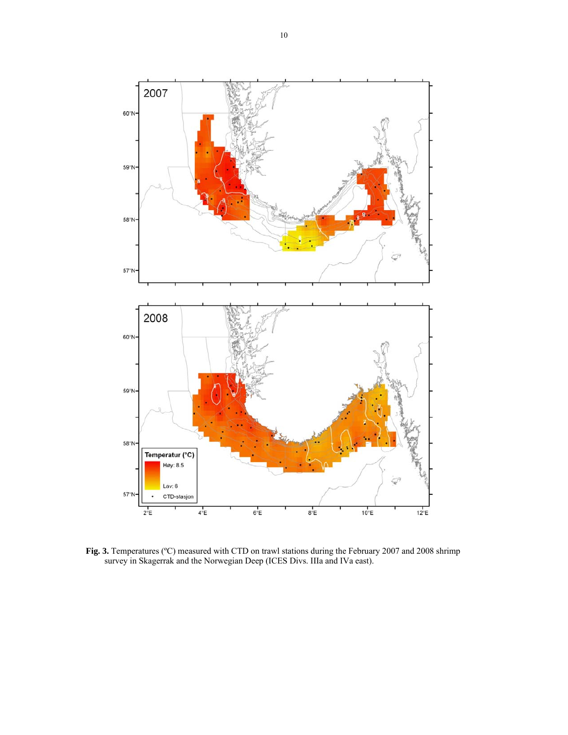**Fig. 3.** Temperatures (ºC) measured with CTD on trawl stations during the February 2007 and 2008 shrimp survey in Skagerrak and the Norwegian Deep (ICES Divs. IIIa and IVa east).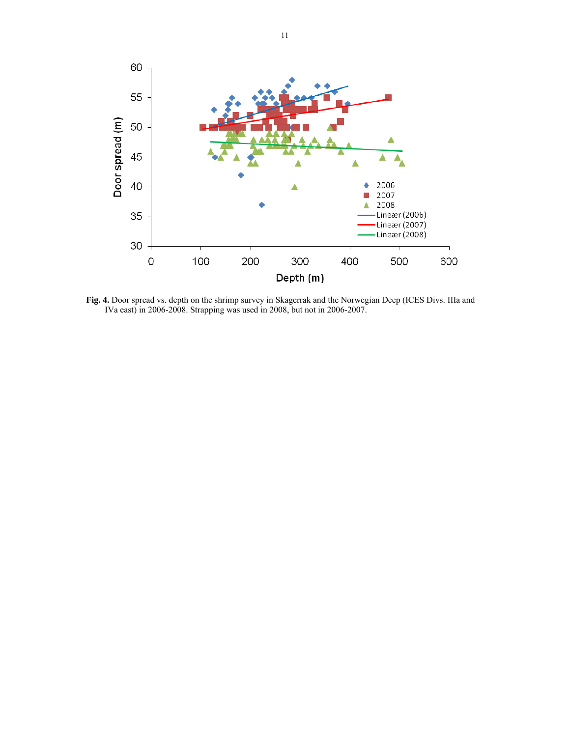**Fig. 4.** Door spread vs. depth on the shrimp survey in Skagerrak and the Norwegian Deep (ICES Divs. IIIa and IVa east) in 2006-2008. Strapping was used in 2008, but not in 2006-2007.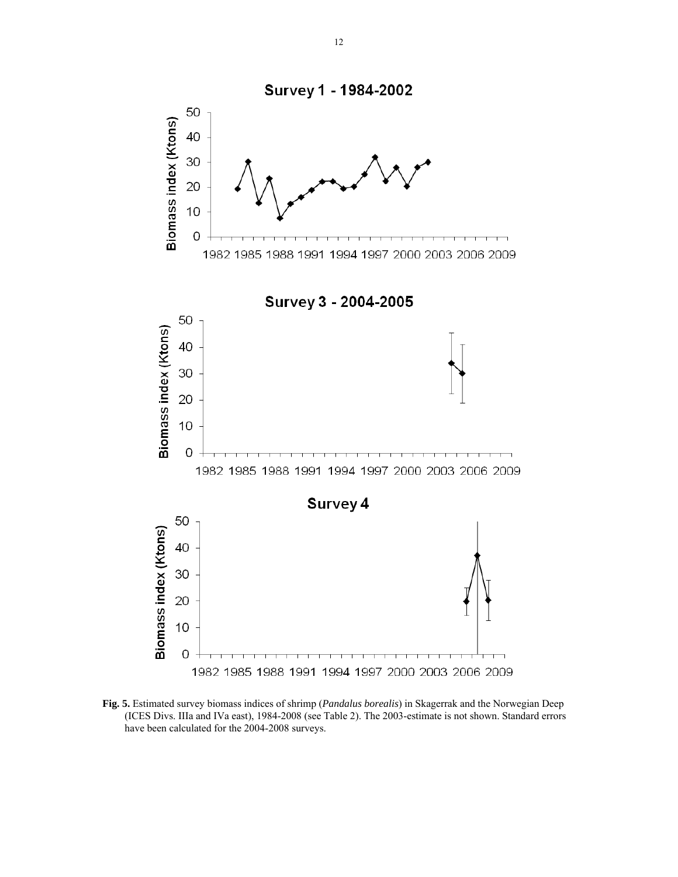**Fig. 5.** Estimated survey biomass indices of shrimp (*Pandalus borealis*) in Skagerrak and the Norwegian Deep (ICES Divs. IIIa and IVa east), 1984-2008 (see Table 2). The 2003-estimate is not shown. Standard errors have been calculated for the 2004-2008 surveys.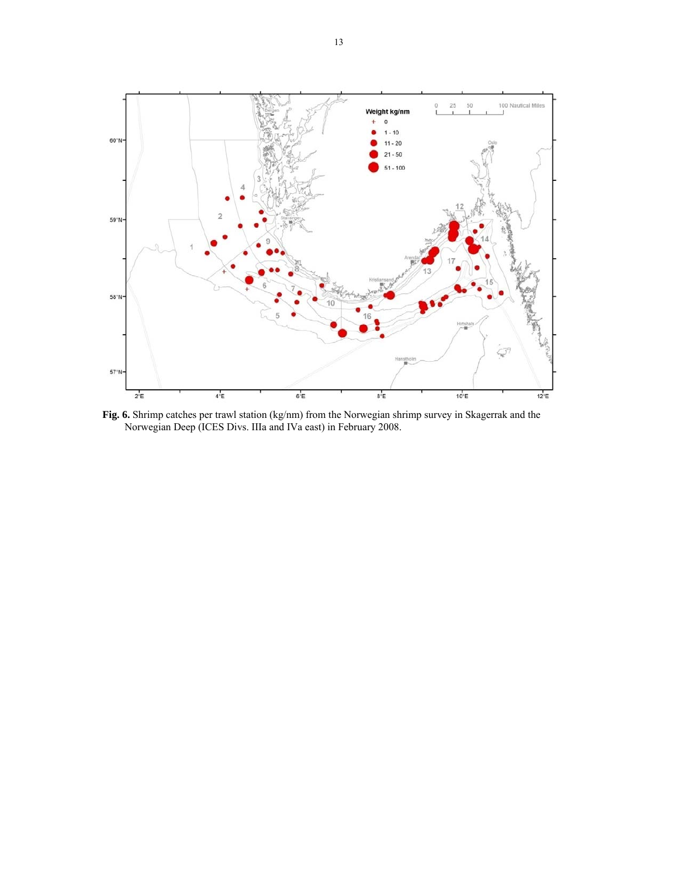**Fig. 6.** Shrimp catches per trawl station (kg/nm) from the Norwegian shrimp survey in Skagerrak and the Norwegian Deep (ICES Divs. IIIa and IVa east) in February 2008.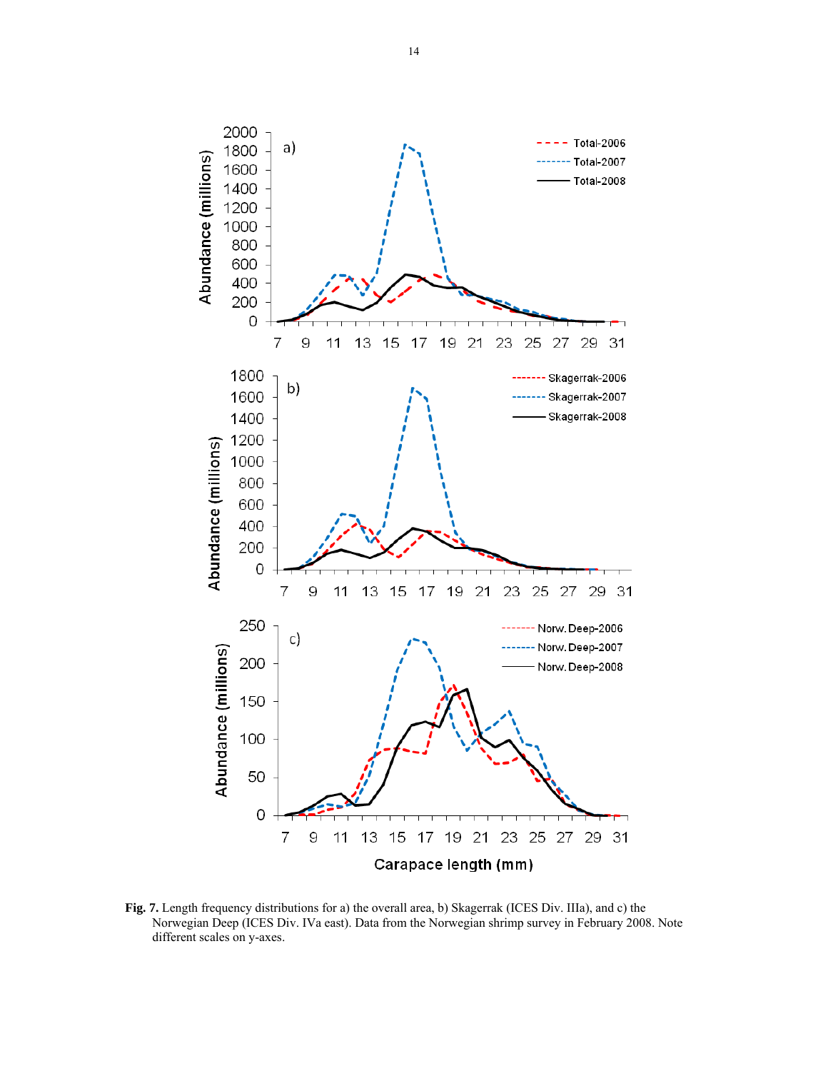**Fig. 7.** Length frequency distributions for a) the overall area, b) Skagerrak (ICES Div. IIIa), and c) the Norwegian Deep (ICES Div. IVa east). Data from the Norwegian shrimp survey in February 2008. Note different scales on y-axes.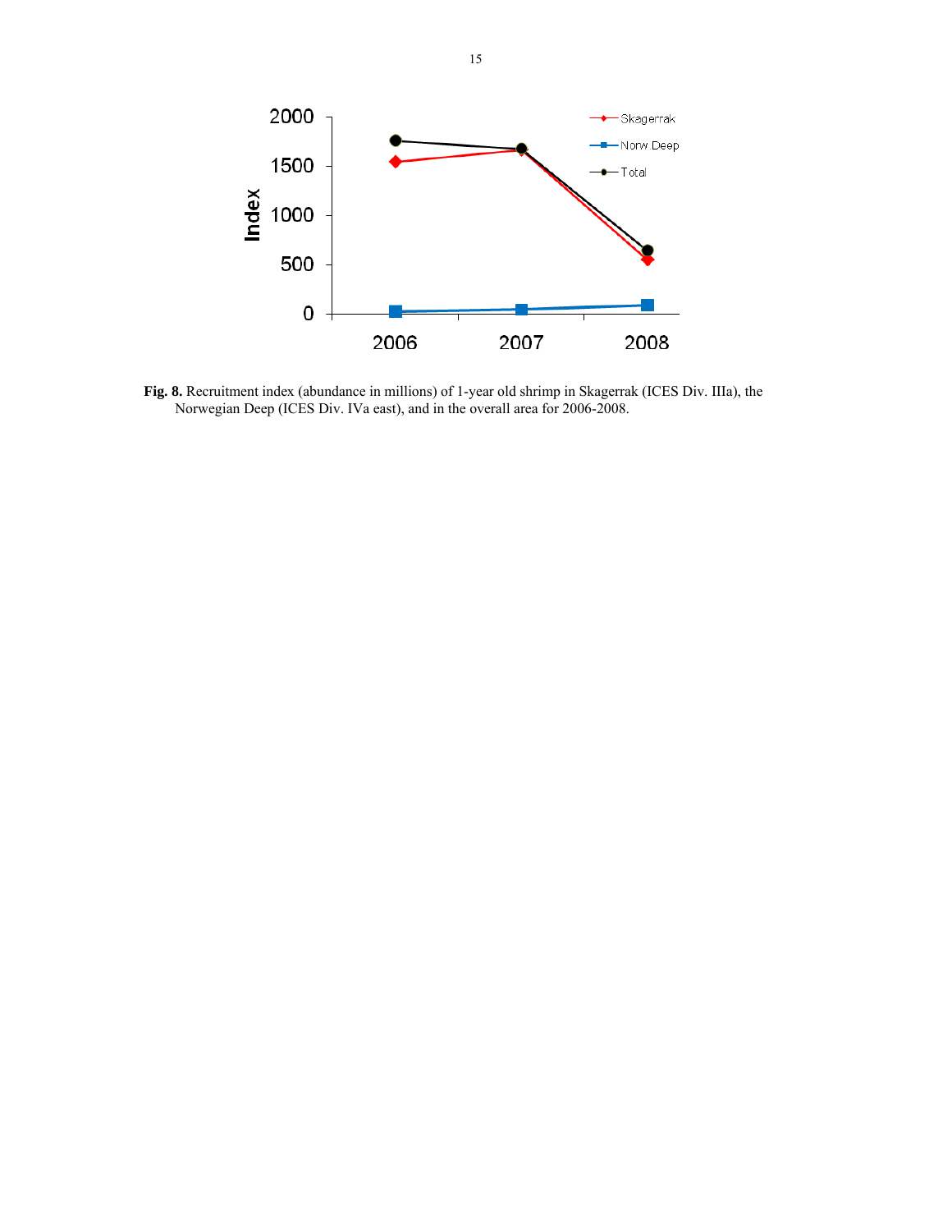2000

1500

1000

500

0

Index

2006

2007

2008

Skagerrak

Norw Deep

Total

**Fig. 8.** Recruitment index (abundance in millions) of 1-year old shrimp in Skagerrak (ICES Div. IIIa), the Norwegian Deep (ICES Div. IVa east), and in the overall area for 2006-2008.